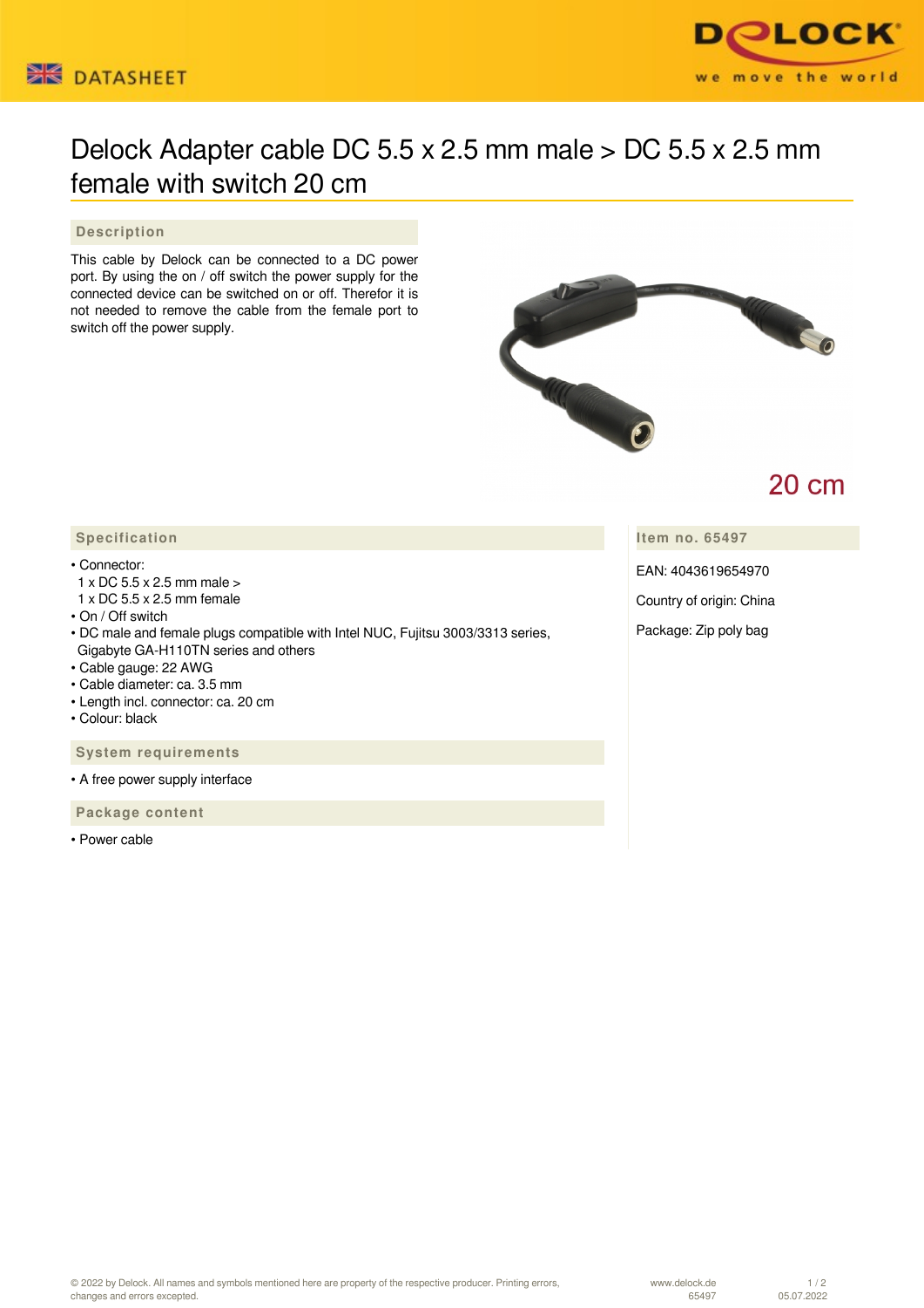# Delock Adapter cable DC 5.5 x 2.5 mm male > DC 5.5 x 2.5 mm female with switch 20 cm

## Description

This cable by Delock can be connected to a DC power port. By using the on / off switch the power supply for the connected device can be switched on or off. Therefor it is not needed to remove the cable from the female port to switch off the power supply.

20 cm

## Specification

- Connector:
  1 x DC 5.5 x 2.5 mm male >
  1 x DC 5.5 x 2.5 mm female
- On / Off switch
- DC male and female plugs compatible with Intel NUC, Fujitsu 3003/3313 series, Gigabyte GA-H110TN series and others
- Cable gauge: 22 AWG
- Cable diameter: ca. 3.5 mm
- Length incl. connector: ca. 20 cm
- Colour: black

## System requirements

- A free power supply interface

## Package content

- Power cable

## Item no. 65497

EAN: 4043619654970

Country of origin: China

Package: Zip poly bag

© 2022 by Delock. All names and symbols mentioned here are property of the respective producer. Printing errors, changes and errors excepted.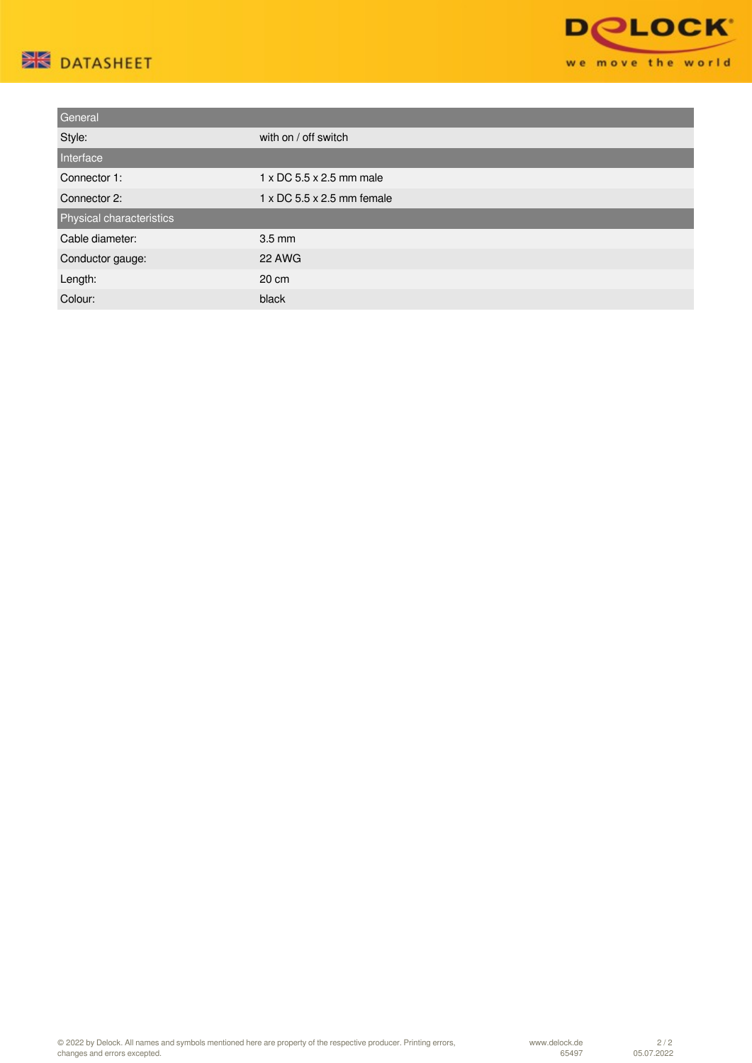| | |
|---|---|
| **General** | |
| Style: | with on / off switch |
| **Interface** | |
| Connector 1: | 1 x DC 5.5 x 2.5 mm male |
| Connector 2: | 1 x DC 5.5 x 2.5 mm female |
| **Physical characteristics** | |
| Cable diameter: | 3.5 mm |
| Conductor gauge: | 22 AWG |
| Length: | 20 cm |
| Colour: | black |